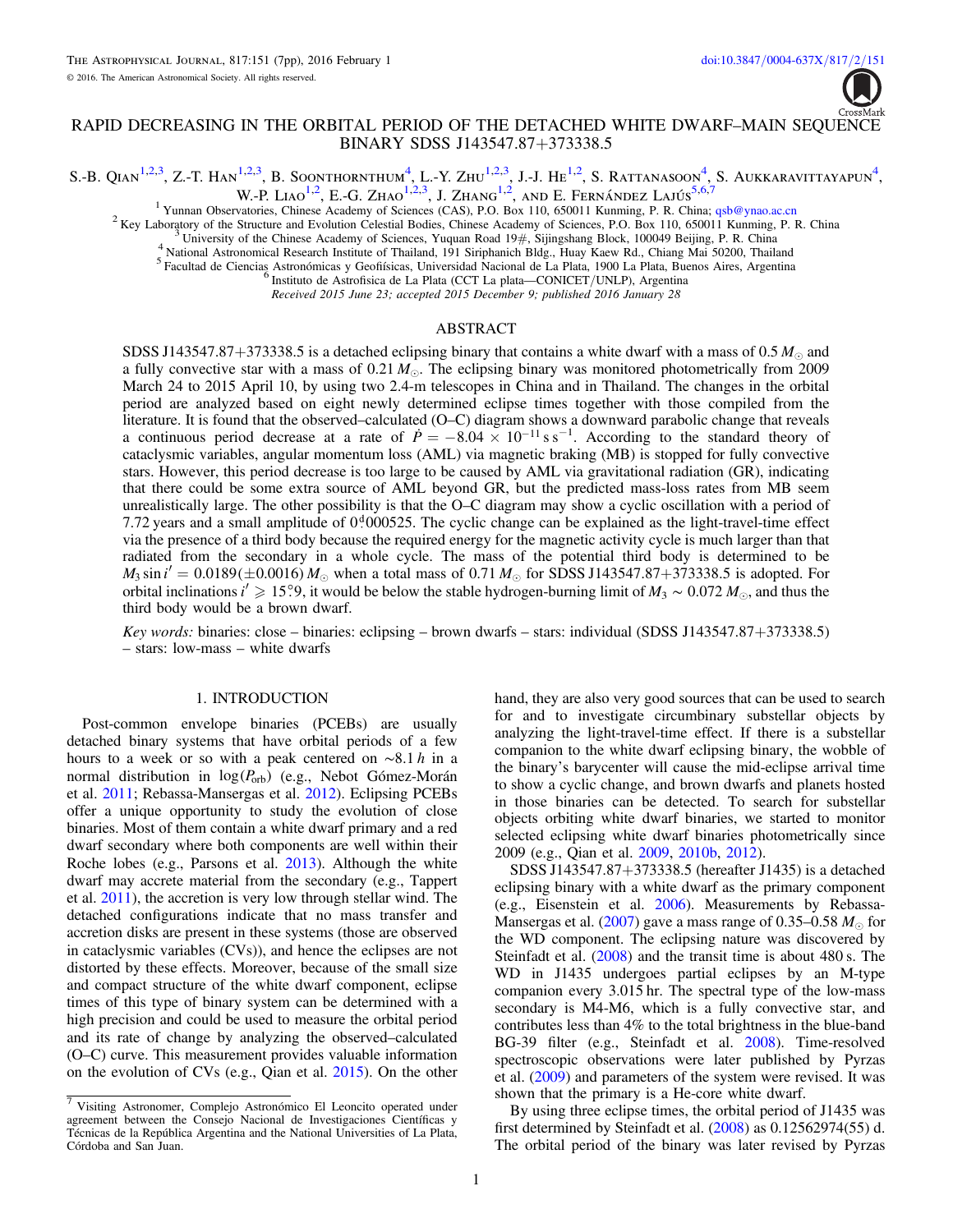# RAPID DECREASING IN THE ORBITAL PERIOD OF THE DETACHED WHITE DWARF–MAIN SEQUENCE BINARY SDSS J143547.87+373338.5

S.-B. Qian[1,2,3], Z.-T. Han[1,2,3], B. Soonthornthum[4], L.-Y. Zhu[1,2,3], J.-J. He[1,2], S. Rattanasoon[4], S. Aukkaravittayapun[4], W.-P. Liao[1,2], E.-G. Zhao[1,2,3], J. Zhang[1,2], and E. Fernández Lajús[5,6,7]

[1] Yunnan Observatories, Chinese Academy of Sciences (CAS), P.O. Box 110, 650011 Kunming, P. R. China; qsb@ynao.ac.cn

[2] Key Laboratory of the Structure and Evolution Celestial Bodies, Chinese Academy of Sciences, P.O. Box 110, 650011 Kunming, P. R. China

[3] University of the Chinese Academy of Sciences, Yuquan Road 19#, Sijingshang Block, 100049 Beijing, P. R. China

[4] National Astronomical Research Institute of Thailand, 191 Siriphanich Bldg., Huay Kaew Rd., Chiang Mai 50200, Thailand

[5] Facultad de Ciencias Astronómicas y Geofiísicas, Universidad Nacional de La Plata, 1900 La Plata, Buenos Aires, Argentina

[6] Instituto de Astrofisica de La Plata (CCT La plata—CONICET/UNLP), Argentina

*Received 2015 June 23; accepted 2015 December 9; published 2016 January 28*

## ABSTRACT

SDSS J143547.87+373338.5 is a detached eclipsing binary that contains a white dwarf with a mass of 0.5 $M_\odot$ and a fully convective star with a mass of 0.21 $M_\odot$. The eclipsing binary was monitored photometrically from 2009 March 24 to 2015 April 10, by using two 2.4-m telescopes in China and in Thailand. The changes in the orbital period are analyzed based on eight newly determined eclipse times together with those compiled from the literature. It is found that the observed–calculated (O–C) diagram shows a downward parabolic change that reveals a continuous period decrease at a rate of $\dot{P} = -8.04 \times 10^{-11}$ s s$^{-1}$. According to the standard theory of cataclysmic variables, angular momentum loss (AML) via magnetic braking (MB) is stopped for fully convective stars. However, this period decrease is too large to be caused by AML via gravitational radiation (GR), indicating that there could be some extra source of AML beyond GR, but the predicted mass-loss rates from MB seem unrealistically large. The other possibility is that the O–C diagram may show a cyclic oscillation with a period of 7.72 years and a small amplitude of $0^{\rm d}.000525$. The cyclic change can be explained as the light-travel-time effect via the presence of a third body because the required energy for the magnetic activity cycle is much larger than that radiated from the secondary in a whole cycle. The mass of the potential third body is determined to be $M_3 \sin i' = 0.0189(\pm 0.0016)\, M_\odot$ when a total mass of 0.71 $M_\odot$ for SDSS J143547.87+373338.5 is adopted. For orbital inclinations $i' \geqslant 15^\circ.9$, it would be below the stable hydrogen-burning limit of $M_3 \sim 0.072\, M_\odot$, and thus the third body would be a brown dwarf.

*Key words:* binaries: close – binaries: eclipsing – brown dwarfs – stars: individual (SDSS J143547.87+373338.5) – stars: low-mass – white dwarfs

## 1. INTRODUCTION

Post-common envelope binaries (PCEBs) are usually detached binary systems that have orbital periods of a few hours to a week or so with a peak centered on $\sim$8.1 *h* in a normal distribution in $\log(P_{\rm orb})$ (e.g., Nebot Gómez-Morán et al. 2011; Rebassa-Mansergas et al. 2012). Eclipsing PCEBs offer a unique opportunity to study the evolution of close binaries. Most of them contain a white dwarf primary and a red dwarf secondary where both components are well within their Roche lobes (e.g., Parsons et al. 2013). Although the white dwarf may accrete material from the secondary (e.g., Tappert et al. 2011), the accretion is very low through stellar wind. The detached configurations indicate that no mass transfer and accretion disks are present in these systems (those are observed in cataclysmic variables (CVs)), and hence the eclipses are not distorted by these effects. Moreover, because of the small size and compact structure of the white dwarf component, eclipse times of this type of binary system can be determined with a high precision and could be used to measure the orbital period and its rate of change by analyzing the observed–calculated (O–C) curve. This measurement provides valuable information on the evolution of CVs (e.g., Qian et al. 2015). On the other hand, they are also very good sources that can be used to search for and to investigate circumbinary substellar objects by analyzing the light-travel-time effect. If there is a substellar companion to the white dwarf eclipsing binary, the wobble of the binary's barycenter will cause the mid-eclipse arrival time to show a cyclic change, and brown dwarfs and planets hosted in those binaries can be detected. To search for substellar objects orbiting white dwarf binaries, we started to monitor selected eclipsing white dwarf binaries photometrically since 2009 (e.g., Qian et al. 2009, 2010b, 2012).

SDSS J143547.87+373338.5 (hereafter J1435) is a detached eclipsing binary with a white dwarf as the primary component (e.g., Eisenstein et al. 2006). Measurements by Rebassa-Mansergas et al. (2007) gave a mass range of 0.35–0.58 $M_\odot$ for the WD component. The eclipsing nature was discovered by Steinfadt et al. (2008) and the transit time is about 480 s. The WD in J1435 undergoes partial eclipses by an M-type companion every 3.015 hr. The spectral type of the low-mass secondary is M4-M6, which is a fully convective star, and contributes less than 4% to the total brightness in the blue-band BG-39 filter (e.g., Steinfadt et al. 2008). Time-resolved spectroscopic observations were later published by Pyrzas et al. (2009) and parameters of the system were revised. It was shown that the primary is a He-core white dwarf.

By using three eclipse times, the orbital period of J1435 was first determined by Steinfadt et al. (2008) as 0.12562974(55) d. The orbital period of the binary was later revised by Pyrzas

[7] Visiting Astronomer, Complejo Astronómico El Leoncito operated under agreement between the Consejo Nacional de Investigaciones Científicas y Técnicas de la República Argentina and the National Universities of La Plata, Córdoba and San Juan.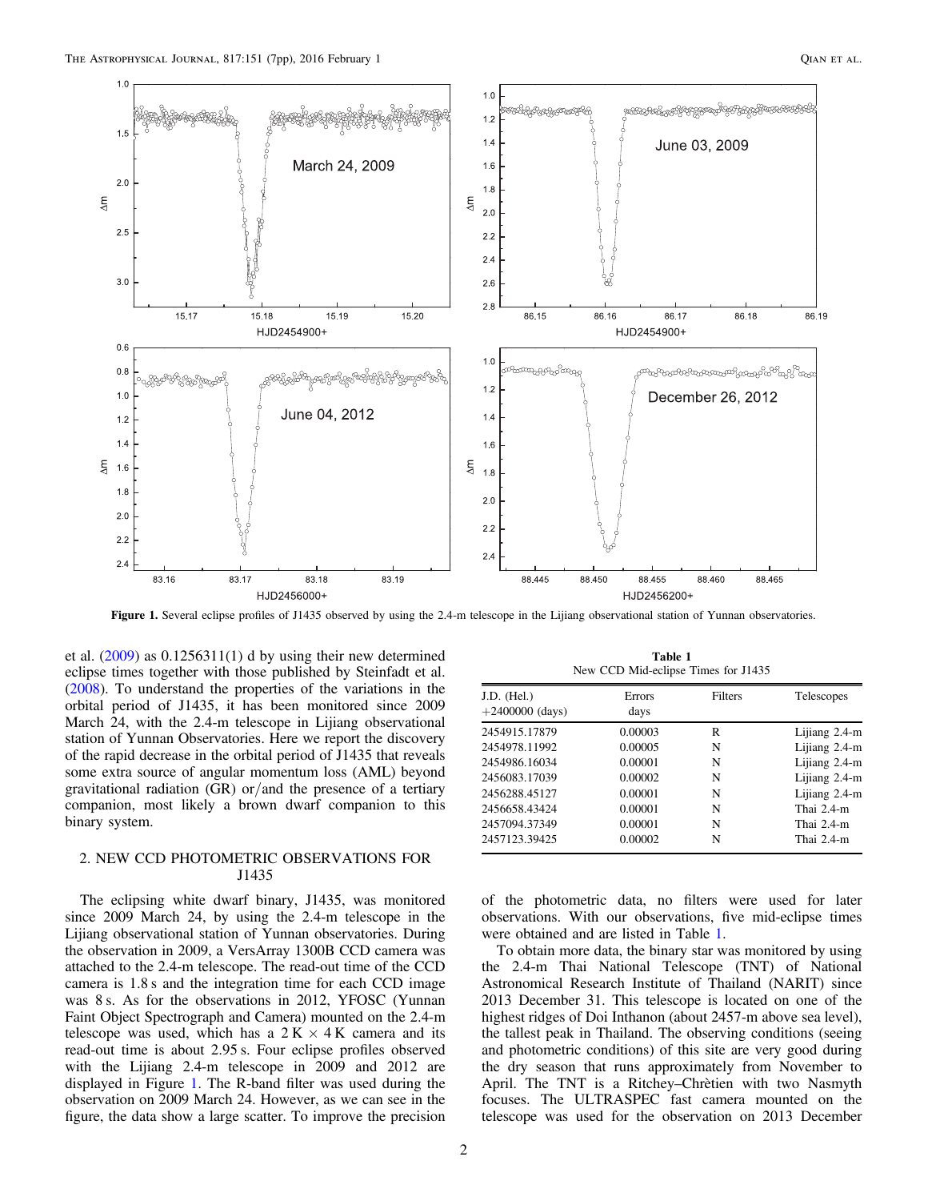Figure 1. Several eclipse profiles of J1435 observed by using the 2.4-m telescope in the Lijiang observational station of Yunnan observatories.

et al. (2009) as 0.1256311(1) d by using their new determined eclipse times together with those published by Steinfadt et al. (2008). To understand the properties of the variations in the orbital period of J1435, it has been monitored since 2009 March 24, with the 2.4-m telescope in Lijiang observational station of Yunnan Observatories. Here we report the discovery of the rapid decrease in the orbital period of J1435 that reveals some extra source of angular momentum loss (AML) beyond gravitational radiation (GR) or/and the presence of a tertiary companion, most likely a brown dwarf companion to this binary system.

## 2. NEW CCD PHOTOMETRIC OBSERVATIONS FOR J1435

The eclipsing white dwarf binary, J1435, was monitored since 2009 March 24, by using the 2.4-m telescope in the Lijiang observational station of Yunnan observatories. During the observation in 2009, a VersArray 1300B CCD camera was attached to the 2.4-m telescope. The read-out time of the CCD camera is 1.8 s and the integration time for each CCD image was 8 s. As for the observations in 2012, YFOSC (Yunnan Faint Object Spectrograph and Camera) mounted on the 2.4-m telescope was used, which has a 2 K × 4 K camera and its read-out time is about 2.95 s. Four eclipse profiles observed with the Lijiang 2.4-m telescope in 2009 and 2012 are displayed in Figure 1. The R-band filter was used during the observation on 2009 March 24. However, as we can see in the figure, the data show a large scatter. To improve the precision of the photometric data, no filters were used for later observations. With our observations, five mid-eclipse times were obtained and are listed in Table 1.

**Table 1**
New CCD Mid-eclipse Times for J1435

| J.D. (Hel.) +2400000 (days) | Errors days | Filters | Telescopes |
|---|---|---|---|
| 2454915.17879 | 0.00003 | R | Lijiang 2.4-m |
| 2454978.11992 | 0.00005 | N | Lijiang 2.4-m |
| 2454986.16034 | 0.00001 | N | Lijiang 2.4-m |
| 2456083.17039 | 0.00002 | N | Lijiang 2.4-m |
| 2456288.45127 | 0.00001 | N | Lijiang 2.4-m |
| 2456658.43424 | 0.00001 | N | Thai 2.4-m |
| 2457094.37349 | 0.00001 | N | Thai 2.4-m |
| 2457123.39425 | 0.00002 | N | Thai 2.4-m |

To obtain more data, the binary star was monitored by using the 2.4-m Thai National Telescope (TNT) of National Astronomical Research Institute of Thailand (NARIT) since 2013 December 31. This telescope is located on one of the highest ridges of Doi Inthanon (about 2457-m above sea level), the tallest peak in Thailand. The observing conditions (seeing and photometric conditions) of this site are very good during the dry season that runs approximately from November to April. The TNT is a Ritchey–Chrètien with two Nasmyth focuses. The ULTRASPEC fast camera mounted on the telescope was used for the observation on 2013 December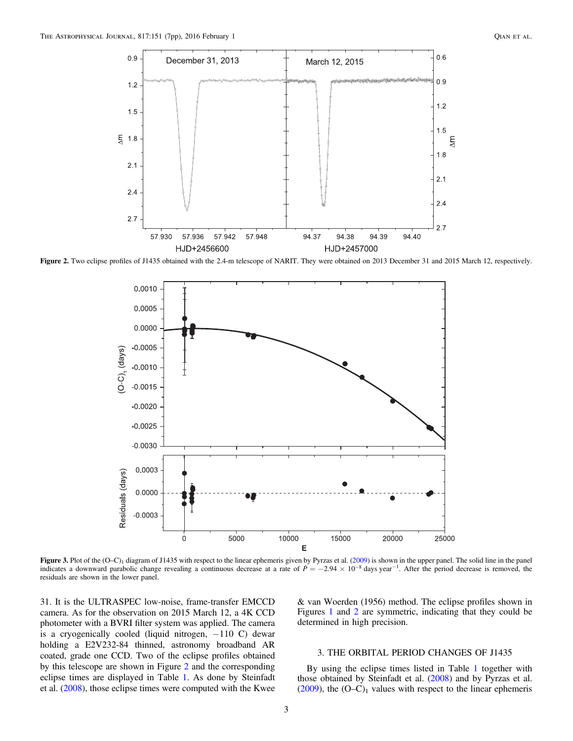Figure 2. Two eclipse profiles of J1435 obtained with the 2.4-m telescope of NARIT. They were obtained on 2013 December 31 and 2015 March 12, respectively.

Figure 3. Plot of the $(O–C)_1$ diagram of J1435 with respect to the linear ephemeris given by Pyrzas et al. (2009) is shown in the upper panel. The solid line in the panel indicates a downward parabolic change revealing a continuous decrease at a rate of $\dot{P} = -2.94 \times 10^{-8}$ days year$^{-1}$. After the period decrease is removed, the residuals are shown in the lower panel.

31. It is the ULTRASPEC low-noise, frame-transfer EMCCD camera. As for the observation on 2015 March 12, a 4K CCD photometer with a BVRI filter system was applied. The camera is a cryogenically cooled (liquid nitrogen, −110 C) dewar holding a E2V232-84 thinned, astronomy broadband AR coated, grade one CCD. Two of the eclipse profiles obtained by this telescope are shown in Figure 2 and the corresponding eclipse times are displayed in Table 1. As done by Steinfadt et al. (2008), those eclipse times were computed with the Kwee & van Woerden (1956) method. The eclipse profiles shown in Figures 1 and 2 are symmetric, indicating that they could be determined in high precision.

## 3. THE ORBITAL PERIOD CHANGES OF J1435

By using the eclipse times listed in Table 1 together with those obtained by Steinfadt et al. (2008) and by Pyrzas et al. (2009), the $(O–C)_1$ values with respect to the linear ephemeris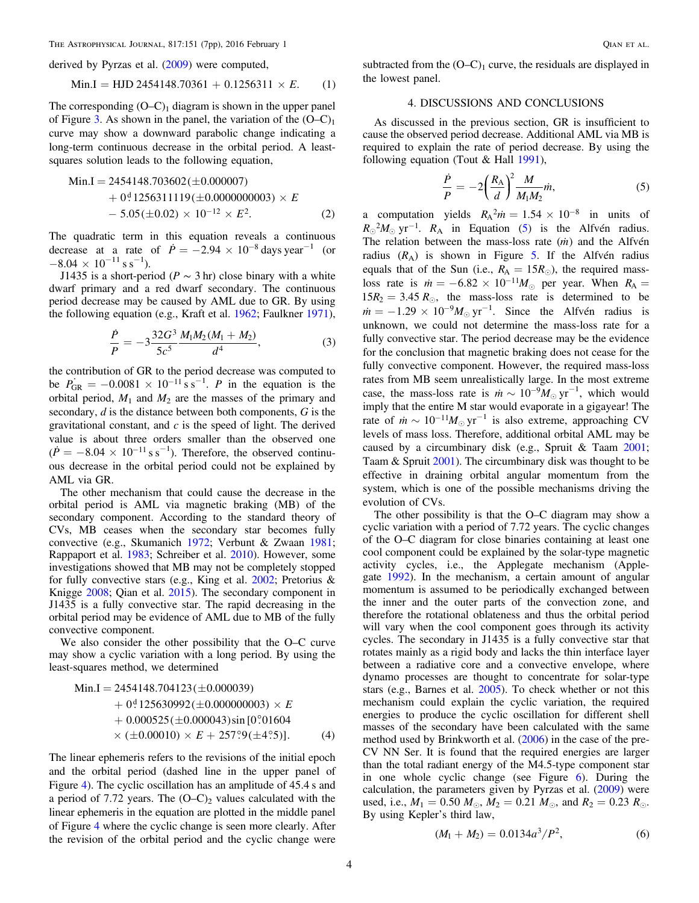derived by Pyrzas et al. (2009) were computed,

$$\mathrm{Min.I} = \mathrm{HJD}\ 2454148.70361 + 0.1256311 \times E. \tag{1}$$

The corresponding (O–C)$_1$ diagram is shown in the upper panel of Figure 3. As shown in the panel, the variation of the (O–C)$_1$ curve may show a downward parabolic change indicating a long-term continuous decrease in the orbital period. A least-squares solution leads to the following equation,

$$\begin{aligned}\mathrm{Min.I} = {} & 2454148.703602(\pm 0.000007) \\ & + 0.^{\mathrm{d}}1256311119(\pm 0.0000000003) \times E \\ & - 5.05(\pm 0.02) \times 10^{-12} \times E^2.\end{aligned} \tag{2}$$

The quadratic term in this equation reveals a continuous decrease at a rate of $\dot{P} = -2.94 \times 10^{-8}$ days year$^{-1}$ (or $-8.04 \times 10^{-11}$ s s$^{-1}$).

J1435 is a short-period ($P \sim 3$ hr) close binary with a white dwarf primary and a red dwarf secondary. The continuous period decrease may be caused by AML due to GR. By using the following equation (e.g., Kraft et al. 1962; Faulkner 1971),

$$\frac{\dot{P}}{P} = -3\frac{32G^3}{5c^5}\frac{M_1M_2(M_1 + M_2)}{d^4}, \tag{3}$$

the contribution of GR to the period decrease was computed to be $\dot{P_{\mathrm{GR}}} = -0.0081 \times 10^{-11}$ s s$^{-1}$. $P$ in the equation is the orbital period, $M_1$ and $M_2$ are the masses of the primary and secondary, $d$ is the distance between both components, $G$ is the gravitational constant, and $c$ is the speed of light. The derived value is about three orders smaller than the observed one ($\dot{P} = -8.04 \times 10^{-11}$ s s$^{-1}$). Therefore, the observed continuous decrease in the orbital period could not be explained by AML via GR.

The other mechanism that could cause the decrease in the orbital period is AML via magnetic braking (MB) of the secondary component. According to the standard theory of CVs, MB ceases when the secondary star becomes fully convective (e.g., Skumanich 1972; Verbunt & Zwaan 1981; Rappaport et al. 1983; Schreiber et al. 2010). However, some investigations showed that MB may not be completely stopped for fully convective stars (e.g., King et al. 2002; Pretorius & Knigge 2008; Qian et al. 2015). The secondary component in J1435 is a fully convective star. The rapid decreasing in the orbital period may be evidence of AML due to MB of the fully convective component.

We also consider the other possibility that the O–C curve may show a cyclic variation with a long period. By using the least-squares method, we determined

$$\begin{aligned}\mathrm{Min.I} = {} & 2454148.704123(\pm 0.000039) \\ & + 0.^{\mathrm{d}}125630992(\pm 0.000000003) \times E \\ & + 0.000525(\pm 0.000043)\sin[0.^{\circ}01604 \\ & \times (\pm 0.00010) \times E + 257.^{\circ}9(\pm 4.^{\circ}5)].\end{aligned} \tag{4}$$

The linear ephemeris refers to the revisions of the initial epoch and the orbital period (dashed line in the upper panel of Figure 4). The cyclic oscillation has an amplitude of 45.4 s and a period of 7.72 years. The (O–C)$_2$ values calculated with the linear ephemeris in the equation are plotted in the middle panel of Figure 4 where the cyclic change is seen more clearly. After the revision of the orbital period and the cyclic change were subtracted from the (O–C)$_1$ curve, the residuals are displayed in the lowest panel.

## 4. DISCUSSIONS AND CONCLUSIONS

As discussed in the previous section, GR is insufficient to cause the observed period decrease. Additional AML via MB is required to explain the rate of period decrease. By using the following equation (Tout & Hall 1991),

$$\frac{\dot{P}}{P} = -2\left(\frac{R_{\mathrm{A}}}{d}\right)^2\frac{M}{M_1M_2}\dot{m}, \tag{5}$$

a computation yields $R_{\mathrm{A}}{}^2\dot{m} = 1.54 \times 10^{-8}$ in units of $R_{\odot}{}^2M_{\odot}$ yr$^{-1}$. $R_{\mathrm{A}}$ in Equation (5) is the Alfvén radius. The relation between the mass-loss rate ($\dot{m}$) and the Alfvén radius ($R_{\mathrm{A}}$) is shown in Figure 5. If the Alfvén radius equals that of the Sun (i.e., $R_{\mathrm{A}} = 15R_{\odot}$), the required mass-loss rate is $\dot{m} = -6.82 \times 10^{-11}M_{\odot}$ per year. When $R_{\mathrm{A}} = 15R_2 = 3.45\,R_{\odot}$, the mass-loss rate is determined to be $\dot{m} = -1.29 \times 10^{-9}M_{\odot}$ yr$^{-1}$. Since the Alfvén radius is unknown, we could not determine the mass-loss rate for a fully convective star. The period decrease may be the evidence for the conclusion that magnetic braking does not cease for the fully convective component. However, the required mass-loss rates from MB seem unrealistically large. In the most extreme case, the mass-loss rate is $\dot{m} \sim 10^{-9}M_{\odot}$ yr$^{-1}$, which would imply that the entire M star would evaporate in a gigayear! The rate of $\dot{m} \sim 10^{-11}M_{\odot}$ yr$^{-1}$ is also extreme, approaching CV levels of mass loss. Therefore, additional orbital AML may be caused by a circumbinary disk (e.g., Spruit & Taam 2001; Taam & Spruit 2001). The circumbinary disk was thought to be effective in draining orbital angular momentum from the system, which is one of the possible mechanisms driving the evolution of CVs.

The other possibility is that the O–C diagram may show a cyclic variation with a period of 7.72 years. The cyclic changes of the O–C diagram for close binaries containing at least one cool component could be explained by the solar-type magnetic activity cycles, i.e., the Applegate mechanism (Applegate 1992). In the mechanism, a certain amount of angular momentum is assumed to be periodically exchanged between the inner and the outer parts of the convection zone, and therefore the rotational oblateness and thus the orbital period will vary when the cool component goes through its activity cycles. The secondary in J1435 is a fully convective star that rotates mainly as a rigid body and lacks the thin interface layer between a radiative core and a convective envelope, where dynamo processes are thought to concentrate for solar-type stars (e.g., Barnes et al. 2005). To check whether or not this mechanism could explain the cyclic variation, the required energies to produce the cyclic oscillation for different shell masses of the secondary have been calculated with the same method used by Brinkworth et al. (2006) in the case of the pre-CV NN Ser. It is found that the required energies are larger than the total radiant energy of the M4.5-type component star in one whole cyclic change (see Figure 6). During the calculation, the parameters given by Pyrzas et al. (2009) were used, i.e., $M_1 = 0.50\,M_{\odot}$, $M_2 = 0.21\,M_{\odot}$, and $R_2 = 0.23\,R_{\odot}$. By using Kepler's third law,

$$(M_1 + M_2) = 0.0134a^3/P^2, \tag{6}$$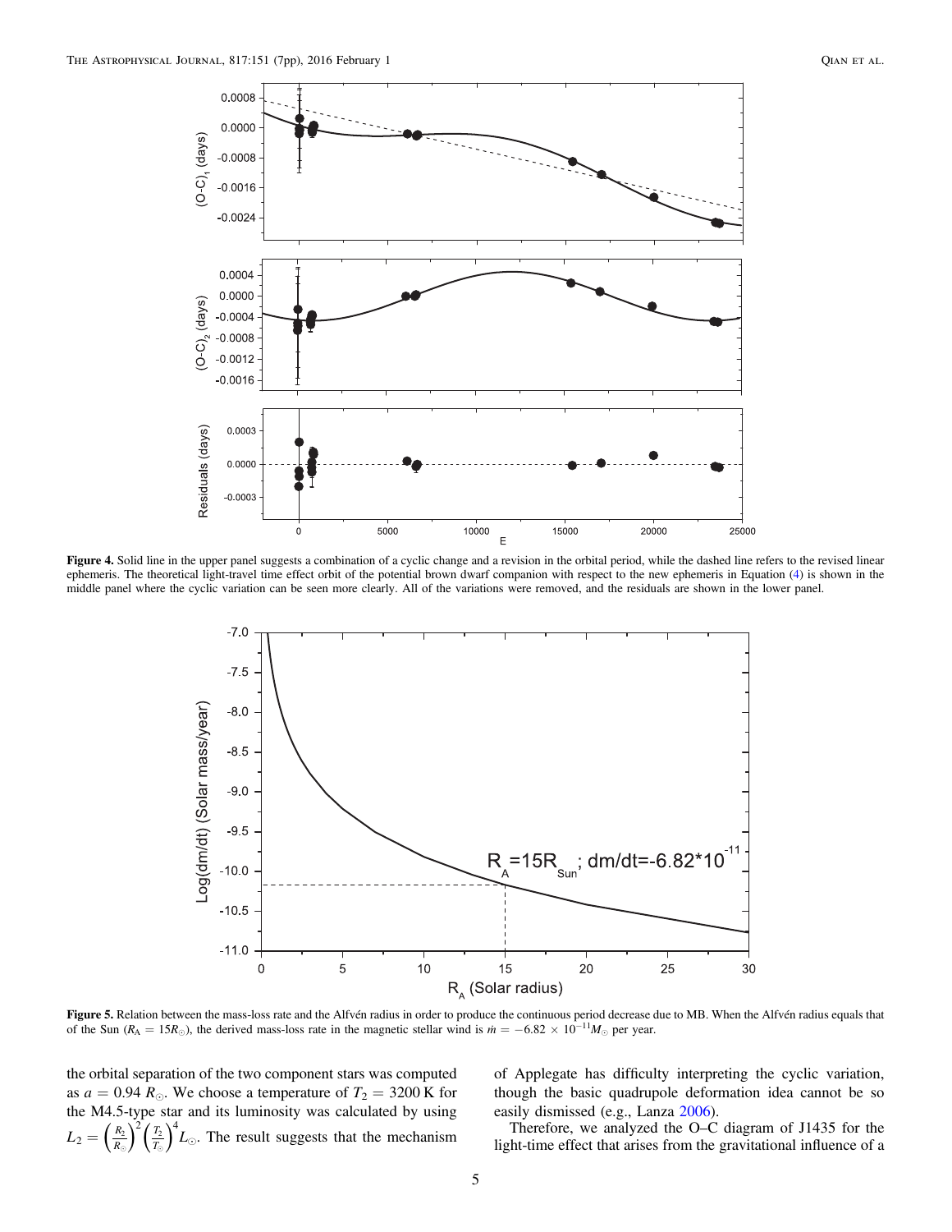**Figure 4.** Solid line in the upper panel suggests a combination of a cyclic change and a revision in the orbital period, while the dashed line refers to the revised linear ephemeris. The theoretical light-travel time effect orbit of the potential brown dwarf companion with respect to the new ephemeris in Equation (4) is shown in the middle panel where the cyclic variation can be seen more clearly. All of the variations were removed, and the residuals are shown in the lower panel.

**Figure 5.** Relation between the mass-loss rate and the Alfvén radius in order to produce the continuous period decrease due to MB. When the Alfvén radius equals that of the Sun ($R_A = 15R_\odot$), the derived mass-loss rate in the magnetic stellar wind is $\dot{m} = -6.82 \times 10^{-11} M_\odot$ per year.

the orbital separation of the two component stars was computed as $a = 0.94\ R_\odot$. We choose a temperature of $T_2 = 3200$ K for the M4.5-type star and its luminosity was calculated by using $L_2 = \left(\frac{R_2}{R_\odot}\right)^2 \left(\frac{T_2}{T_\odot}\right)^4 L_\odot$. The result suggests that the mechanism of Applegate has difficulty interpreting the cyclic variation, though the basic quadrupole deformation idea cannot be so easily dismissed (e.g., Lanza 2006).

Therefore, we analyzed the O–C diagram of J1435 for the light-time effect that arises from the gravitational influence of a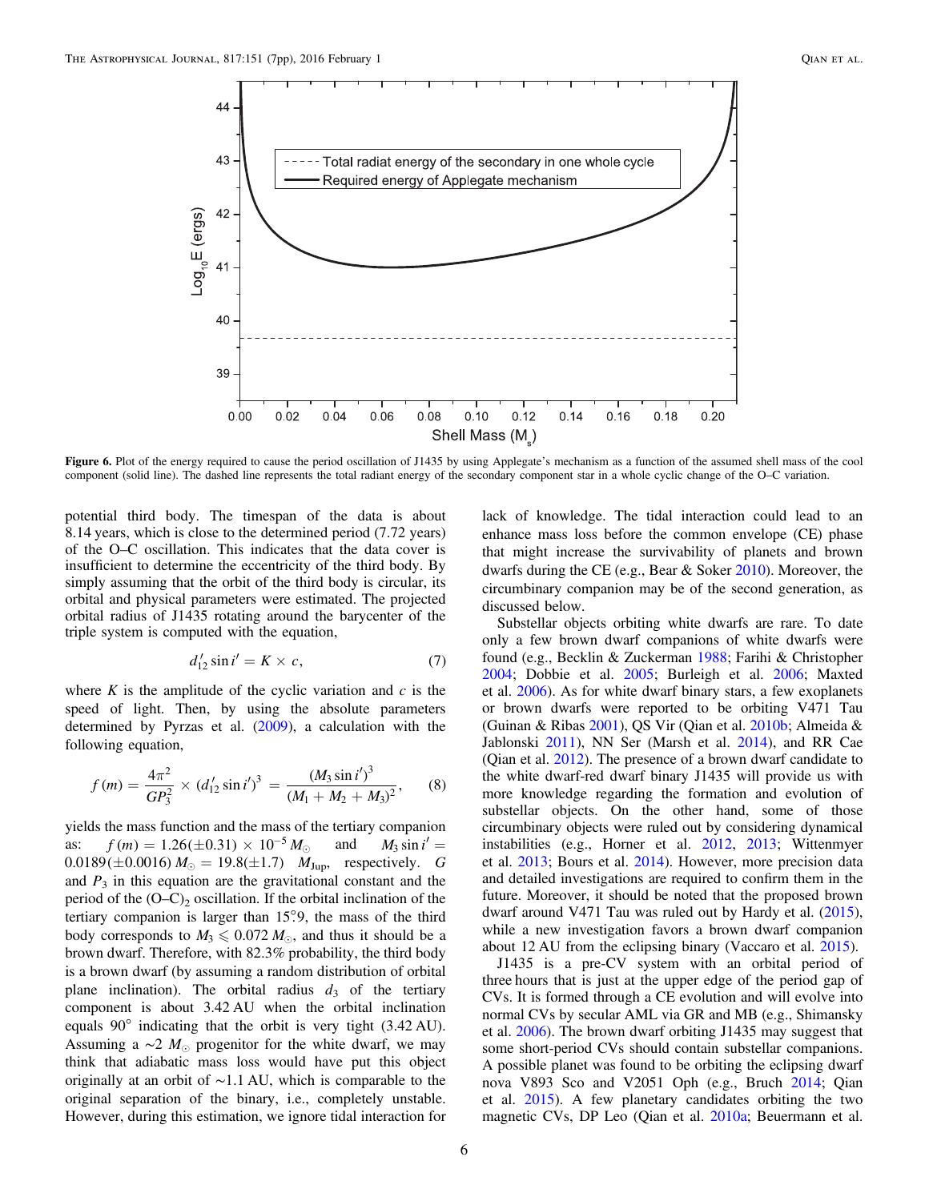Figure 6. Plot of the energy required to cause the period oscillation of J1435 by using Applegate's mechanism as a function of the assumed shell mass of the cool component (solid line). The dashed line represents the total radiant energy of the secondary component star in a whole cyclic change of the O–C variation.

potential third body. The timespan of the data is about 8.14 years, which is close to the determined period (7.72 years) of the O–C oscillation. This indicates that the data cover is insufficient to determine the eccentricity of the third body. By simply assuming that the orbit of the third body is circular, its orbital and physical parameters were estimated. The projected orbital radius of J1435 rotating around the barycenter of the triple system is computed with the equation,

$$d_{12}' \sin i' = K \times c, \tag{7}$$

where $K$ is the amplitude of the cyclic variation and $c$ is the speed of light. Then, by using the absolute parameters determined by Pyrzas et al. (2009), a calculation with the following equation,

$$f(m) = \frac{4\pi^2}{GP_3^2} \times (d_{12}' \sin i')^3 = \frac{(M_3 \sin i')^3}{(M_1 + M_2 + M_3)^2}, \tag{8}$$

yields the mass function and the mass of the tertiary companion as: $f(m) = 1.26(\pm 0.31) \times 10^{-5}\, M_\odot$ and $M_3 \sin i' = 0.0189(\pm 0.0016)\, M_\odot = 19.8(\pm 1.7)$ $M_{\rm Jup}$, respectively. $G$ and $P_3$ in this equation are the gravitational constant and the period of the $(O–C)_2$ oscillation. If the orbital inclination of the tertiary companion is larger than 15°.9, the mass of the third body corresponds to $M_3 \leqslant 0.072\, M_\odot$, and thus it should be a brown dwarf. Therefore, with 82.3% probability, the third body is a brown dwarf (by assuming a random distribution of orbital plane inclination). The orbital radius $d_3$ of the tertiary component is about 3.42 AU when the orbital inclination equals 90° indicating that the orbit is very tight (3.42 AU). Assuming a $\sim 2\, M_\odot$ progenitor for the white dwarf, we may think that adiabatic mass loss would have put this object originally at an orbit of ~1.1 AU, which is comparable to the original separation of the binary, i.e., completely unstable. However, during this estimation, we ignore tidal interaction for lack of knowledge. The tidal interaction could lead to an enhance mass loss before the common envelope (CE) phase that might increase the survivability of planets and brown dwarfs during the CE (e.g., Bear & Soker 2010). Moreover, the circumbinary companion may be of the second generation, as discussed below.

Substellar objects orbiting white dwarfs are rare. To date only a few brown dwarf companions of white dwarfs were found (e.g., Becklin & Zuckerman 1988; Farihi & Christopher 2004; Dobbie et al. 2005; Burleigh et al. 2006; Maxted et al. 2006). As for white dwarf binary stars, a few exoplanets or brown dwarfs were reported to be orbiting V471 Tau (Guinan & Ribas 2001), QS Vir (Qian et al. 2010b; Almeida & Jablonski 2011), NN Ser (Marsh et al. 2014), and RR Cae (Qian et al. 2012). The presence of a brown dwarf candidate to the white dwarf-red dwarf binary J1435 will provide us with more knowledge regarding the formation and evolution of substellar objects. On the other hand, some of those circumbinary objects were ruled out by considering dynamical instabilities (e.g., Horner et al. 2012, 2013; Wittenmyer et al. 2013; Bours et al. 2014). However, more precision data and detailed investigations are required to confirm them in the future. Moreover, it should be noted that the proposed brown dwarf around V471 Tau was ruled out by Hardy et al. (2015), while a new investigation favors a brown dwarf companion about 12 AU from the eclipsing binary (Vaccaro et al. 2015).

J1435 is a pre-CV system with an orbital period of three hours that is just at the upper edge of the period gap of CVs. It is formed through a CE evolution and will evolve into normal CVs by secular AML via GR and MB (e.g., Shimansky et al. 2006). The brown dwarf orbiting J1435 may suggest that some short-period CVs should contain substellar companions. A possible planet was found to be orbiting the eclipsing dwarf nova V893 Sco and V2051 Oph (e.g., Bruch 2014; Qian et al. 2015). A few planetary candidates orbiting the two magnetic CVs, DP Leo (Qian et al. 2010a; Beuermann et al.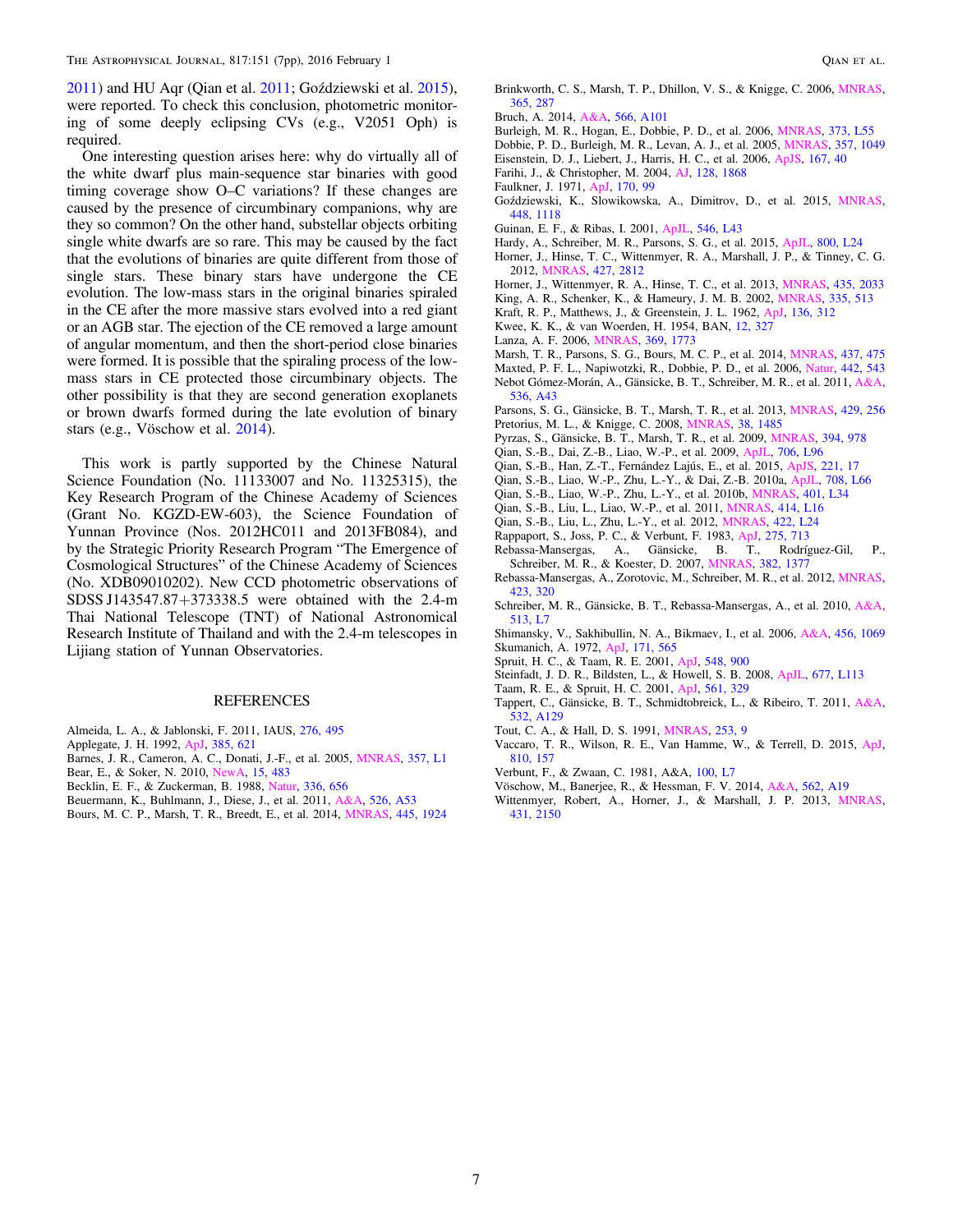2011) and HU Aqr (Qian et al. 2011; Goździewski et al. 2015), were reported. To check this conclusion, photometric monitoring of some deeply eclipsing CVs (e.g., V2051 Oph) is required.

One interesting question arises here: why do virtually all of the white dwarf plus main-sequence star binaries with good timing coverage show O–C variations? If these changes are caused by the presence of circumbinary companions, why are they so common? On the other hand, substellar objects orbiting single white dwarfs are so rare. This may be caused by the fact that the evolutions of binaries are quite different from those of single stars. These binary stars have undergone the CE evolution. The low-mass stars in the original binaries spiraled in the CE after the more massive stars evolved into a red giant or an AGB star. The ejection of the CE removed a large amount of angular momentum, and then the short-period close binaries were formed. It is possible that the spiraling process of the low-mass stars in CE protected those circumbinary objects. The other possibility is that they are second generation exoplanets or brown dwarfs formed during the late evolution of binary stars (e.g., Vöschow et al. 2014).

This work is partly supported by the Chinese Natural Science Foundation (No. 11133007 and No. 11325315), the Key Research Program of the Chinese Academy of Sciences (Grant No. KGZD-EW-603), the Science Foundation of Yunnan Province (Nos. 2012HC011 and 2013FB084), and by the Strategic Priority Research Program "The Emergence of Cosmological Structures" of the Chinese Academy of Sciences (No. XDB09010202). New CCD photometric observations of SDSS J143547.87+373338.5 were obtained with the 2.4-m Thai National Telescope (TNT) of National Astronomical Research Institute of Thailand and with the 2.4-m telescopes in Lijiang station of Yunnan Observatories.

## REFERENCES

Almeida, L. A., & Jablonski, F. 2011, IAUS, 276, 495
Applegate, J. H. 1992, ApJ, 385, 621
Barnes, J. R., Cameron, A. C., Donati, J.-F., et al. 2005, MNRAS, 357, L1
Bear, E., & Soker, N. 2010, NewA, 15, 483
Becklin, E. F., & Zuckerman, B. 1988, Natur, 336, 656
Beuermann, K., Buhlmann, J., Diese, J., et al. 2011, A&A, 526, A53
Bours, M. C. P., Marsh, T. R., Breedt, E., et al. 2014, MNRAS, 445, 1924
Brinkworth, C. S., Marsh, T. P., Dhillon, V. S., & Knigge, C. 2006, MNRAS, 365, 287
Bruch, A. 2014, A&A, 566, A101
Burleigh, M. R., Hogan, E., Dobbie, P. D., et al. 2006, MNRAS, 373, L55
Dobbie, P. D., Burleigh, M. R., Levan, A. J., et al. 2005, MNRAS, 357, 1049
Eisenstein, D. J., Liebert, J., Harris, H. C., et al. 2006, ApJS, 167, 40
Farihi, J., & Christopher, M. 2004, AJ, 128, 1868
Faulkner, J. 1971, ApJ, 170, 99
Goździewski, K., Slowikowska, A., Dimitrov, D., et al. 2015, MNRAS, 448, 1118
Guinan, E. F., & Ribas, I. 2001, ApJL, 546, L43
Hardy, A., Schreiber, M. R., Parsons, S. G., et al. 2015, ApJL, 800, L24
Horner, J., Hinse, T. C., Wittenmyer, R. A., Marshall, J. P., & Tinney, C. G. 2012, MNRAS, 427, 2812
Horner, J., Wittenmyer, R. A., Hinse, T. C., et al. 2013, MNRAS, 435, 2033
King, A. R., Schenker, K., & Hameury, J. M. B. 2002, MNRAS, 335, 513
Kraft, R. P., Matthews, J., & Greenstein, J. L. 1962, ApJ, 136, 312
Kwee, K. K., & van Woerden, H. 1954, BAN, 12, 327
Lanza, A. F. 2006, MNRAS, 369, 1773
Marsh, T. R., Parsons, S. G., Bours, M. C. P., et al. 2014, MNRAS, 437, 475
Maxted, P. F. L., Napiwotzki, R., Dobbie, P. D., et al. 2006, Natur, 442, 543
Nebot Gómez-Morán, A., Gänsicke, B. T., Schreiber, M. R., et al. 2011, A&A, 536, A43
Parsons, S. G., Gänsicke, B. T., Marsh, T. R., et al. 2013, MNRAS, 429, 256
Pretorius, M. L., & Knigge, C. 2008, MNRAS, 38, 1485
Pyrzas, S., Gänsicke, B. T., Marsh, T. R., et al. 2009, MNRAS, 394, 978
Qian, S.-B., Dai, Z.-B., Liao, W.-P., et al. 2009, ApJL, 706, L96
Qian, S.-B., Han, Z.-T., Fernández Lajús, E., et al. 2015, ApJS, 221, 17
Qian, S.-B., Liao, W.-P., Zhu, L.-Y., & Dai, Z.-B. 2010a, ApJL, 708, L66
Qian, S.-B., Liao, W.-P., Zhu, L.-Y., et al. 2010b, MNRAS, 401, L34
Qian, S.-B., Liu, L., Liao, W.-P., et al. 2011, MNRAS, 414, L16
Qian, S.-B., Liu, L., Zhu, L.-Y., et al. 2012, MNRAS, 422, L24
Rappaport, S., Joss, P. C., & Verbunt, F. 1983, ApJ, 275, 713
Rebassa-Mansergas, A., Gänsicke, B. T., Rodríguez-Gil, P., Schreiber, M. R., & Koester, D. 2007, MNRAS, 382, 1377
Rebassa-Mansergas, A., Zorotovic, M., Schreiber, M. R., et al. 2012, MNRAS, 423, 320
Schreiber, M. R., Gänsicke, B. T., Rebassa-Mansergas, A., et al. 2010, A&A, 513, L7
Shimansky, V., Sakhibullin, N. A., Bikmaev, I., et al. 2006, A&A, 456, 1069
Skumanich, A. 1972, ApJ, 171, 565
Spruit, H. C., & Taam, R. E. 2001, ApJ, 548, 900
Steinfadt, J. D. R., Bildsten, L., & Howell, S. B. 2008, ApJL, 677, L113
Taam, R. E., & Spruit, H. C. 2001, ApJ, 561, 329
Tappert, C., Gänsicke, B. T., Schmidtobreick, L., & Ribeiro, T. 2011, A&A, 532, A129
Tout, C. A., & Hall, D. S. 1991, MNRAS, 253, 9
Vaccaro, T. R., Wilson, R. E., Van Hamme, W., & Terrell, D. 2015, ApJ, 810, 157
Verbunt, F., & Zwaan, C. 1981, A&A, 100, L7
Vöschow, M., Banerjee, R., & Hessman, F. V. 2014, A&A, 562, A19
Wittenmyer, Robert, A., Horner, J., & Marshall, J. P. 2013, MNRAS, 431, 2150